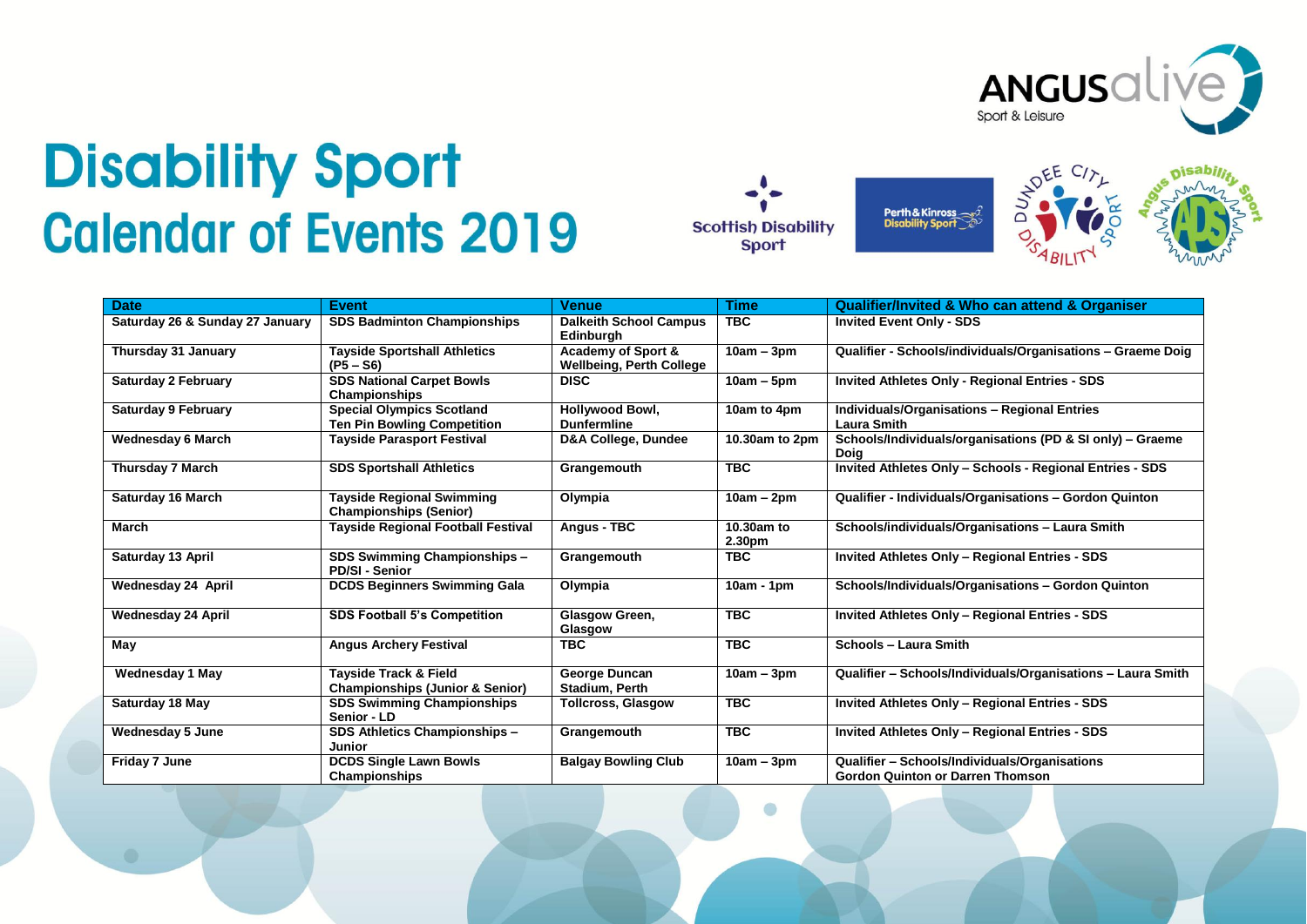# Disability Sport
## Calendar of Events 2019

| Date | Event | Venue | Time | Qualifier/Invited & Who can attend & Organiser |
|---|---|---|---|---|
| Saturday 26 & Sunday 27 January | SDS Badminton Championships | Dalkeith School Campus Edinburgh | TBC | Invited Event Only - SDS |
| Thursday 31 January | Tayside Sportshall Athletics (P5 – S6) | Academy of Sport & Wellbeing, Perth College | 10am – 3pm | Qualifier - Schools/individuals/Organisations – Graeme Doig |
| Saturday 2 February | SDS National Carpet Bowls Championships | DISC | 10am – 5pm | Invited Athletes Only - Regional Entries - SDS |
| Saturday 9 February | Special Olympics Scotland Ten Pin Bowling Competition | Hollywood Bowl, Dunfermline | 10am to 4pm | Individuals/Organisations – Regional Entries Laura Smith |
| Wednesday 6 March | Tayside Parasport Festival | D&A College, Dundee | 10.30am to 2pm | Schools/Individuals/organisations (PD & SI only) – Graeme Doig |
| Thursday 7 March | SDS Sportshall Athletics | Grangemouth | TBC | Invited Athletes Only – Schools - Regional Entries - SDS |
| Saturday 16 March | Tayside Regional Swimming Championships (Senior) | Olympia | 10am – 2pm | Qualifier - Individuals/Organisations – Gordon Quinton |
| March | Tayside Regional Football Festival | Angus - TBC | 10.30am to 2.30pm | Schools/individuals/Organisations – Laura Smith |
| Saturday 13 April | SDS Swimming Championships – PD/SI - Senior | Grangemouth | TBC | Invited Athletes Only – Regional Entries - SDS |
| Wednesday 24 April | DCDS Beginners Swimming Gala | Olympia | 10am - 1pm | Schools/Individuals/Organisations – Gordon Quinton |
| Wednesday 24 April | SDS Football 5's Competition | Glasgow Green, Glasgow | TBC | Invited Athletes Only – Regional Entries - SDS |
| May | Angus Archery Festival | TBC | TBC | Schools – Laura Smith |
| Wednesday 1 May | Tayside Track & Field Championships (Junior & Senior) | George Duncan Stadium, Perth | 10am – 3pm | Qualifier – Schools/Individuals/Organisations – Laura Smith |
| Saturday 18 May | SDS Swimming Championships Senior - LD | Tollcross, Glasgow | TBC | Invited Athletes Only – Regional Entries - SDS |
| Wednesday 5 June | SDS Athletics Championships – Junior | Grangemouth | TBC | Invited Athletes Only – Regional Entries - SDS |
| Friday 7 June | DCDS Single Lawn Bowls Championships | Balgay Bowling Club | 10am – 3pm | Qualifier – Schools/Individuals/Organisations Gordon Quinton or Darren Thomson |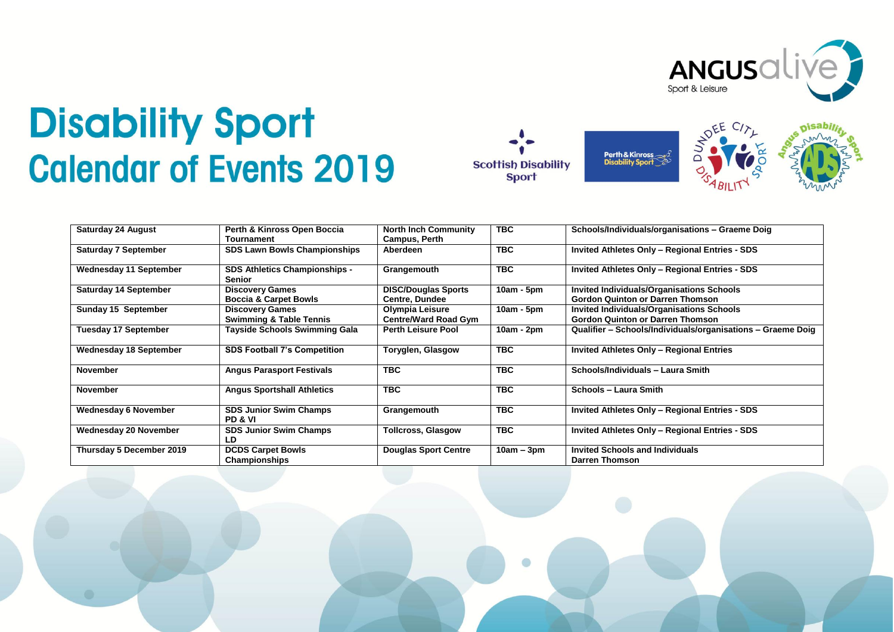# Disability Sport Calendar of Events 2019

| Saturday 24 August | Perth & Kinross Open Boccia Tournament | North Inch Community Campus, Perth | TBC | Schools/Individuals/organisations – Graeme Doig |
|---|---|---|---|---|
| Saturday 7 September | SDS Lawn Bowls Championships | Aberdeen | TBC | Invited Athletes Only – Regional Entries - SDS |
| Wednesday 11 September | SDS Athletics Championships - Senior | Grangemouth | TBC | Invited Athletes Only – Regional Entries - SDS |
| Saturday 14 September | Discovery Games Boccia & Carpet Bowls | DISC/Douglas Sports Centre, Dundee | 10am - 5pm | Invited Individuals/Organisations Schools Gordon Quinton or Darren Thomson |
| Sunday 15 September | Discovery Games Swimming & Table Tennis | Olympia Leisure Centre/Ward Road Gym | 10am - 5pm | Invited Individuals/Organisations Schools Gordon Quinton or Darren Thomson |
| Tuesday 17 September | Tayside Schools Swimming Gala | Perth Leisure Pool | 10am - 2pm | Qualifier – Schools/Individuals/organisations – Graeme Doig |
| Wednesday 18 September | SDS Football 7's Competition | Toryglen, Glasgow | TBC | Invited Athletes Only – Regional Entries |
| November | Angus Parasport Festivals | TBC | TBC | Schools/Individuals – Laura Smith |
| November | Angus Sportshall Athletics | TBC | TBC | Schools – Laura Smith |
| Wednesday 6 November | SDS Junior Swim Champs PD & VI | Grangemouth | TBC | Invited Athletes Only – Regional Entries - SDS |
| Wednesday 20 November | SDS Junior Swim Champs LD | Tollcross, Glasgow | TBC | Invited Athletes Only – Regional Entries - SDS |
| Thursday 5 December 2019 | DCDS Carpet Bowls Championships | Douglas Sport Centre | 10am – 3pm | Invited Schools and Individuals Darren Thomson |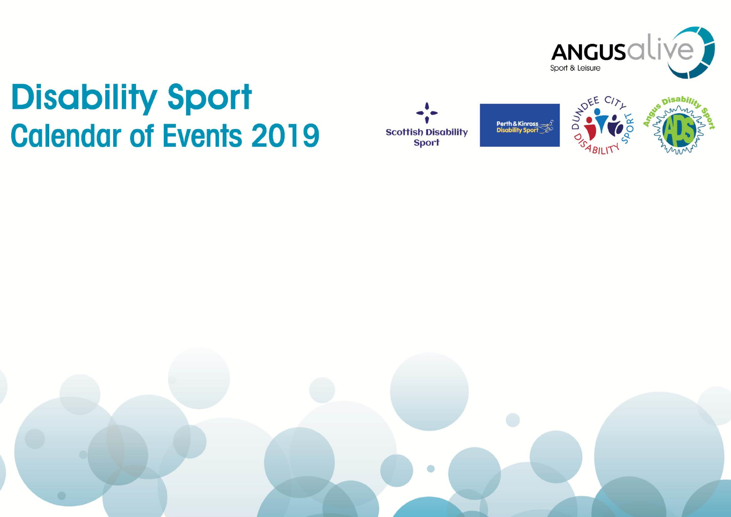# Disability Sport
## Calendar of Events 2019

ANGUSalive
Sport & Leisure

Scottish Disability Sport

Perth & Kinross Disability Sport

Dundee City Disability Sport

Angus Disability Sport